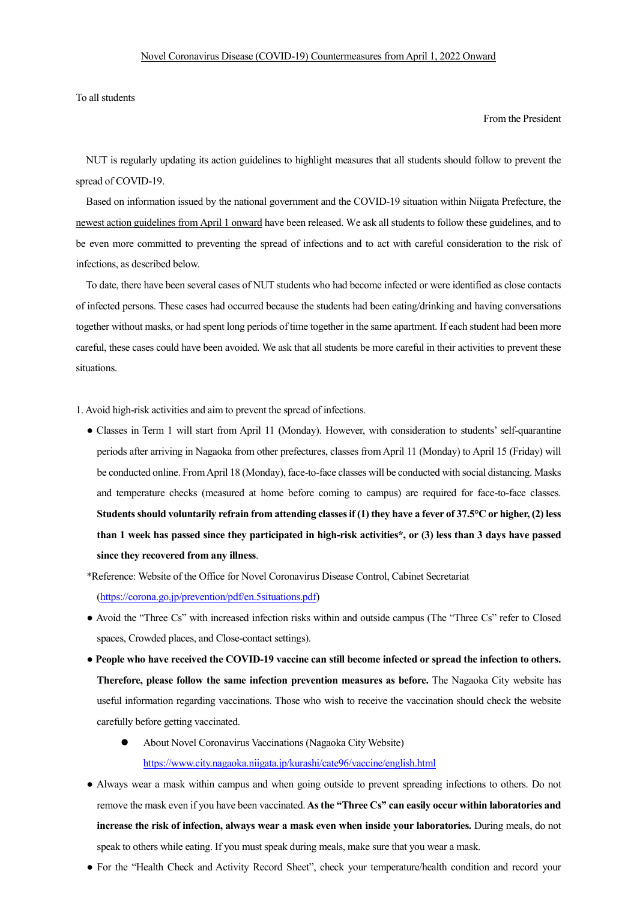Novel Coronavirus Disease (COVID-19) Countermeasures from April 1, 2022 Onward

To all students

From the President

NUT is regularly updating its action guidelines to highlight measures that all students should follow to prevent the spread of COVID-19.

Based on information issued by the national government and the COVID-19 situation within Niigata Prefecture, the newest action guidelines from April 1 onward have been released. We ask all students to follow these guidelines, and to be even more committed to preventing the spread of infections and to act with careful consideration to the risk of infections, as described below.

To date, there have been several cases of NUT students who had become infected or were identified as close contacts of infected persons. These cases had occurred because the students had been eating/drinking and having conversations together without masks, or had spent long periods of time together in the same apartment. If each student had been more careful, these cases could have been avoided. We ask that all students be more careful in their activities to prevent these situations.

1. Avoid high-risk activities and aim to prevent the spread of infections.

- Classes in Term 1 will start from April 11 (Monday). However, with consideration to students' self-quarantine periods after arriving in Nagaoka from other prefectures, classes from April 11 (Monday) to April 15 (Friday) will be conducted online. From April 18 (Monday), face-to-face classes will be conducted with social distancing. Masks and temperature checks (measured at home before coming to campus) are required for face-to-face classes. **Students should voluntarily refrain from attending classes if (1) they have a fever of 37.5°C or higher, (2) less than 1 week has passed since they participated in high-risk activities*, or (3) less than 3 days have passed since they recovered from any illness**.

*Reference: Website of the Office for Novel Coronavirus Disease Control, Cabinet Secretariat (https://corona.go.jp/prevention/pdf/en.5situations.pdf)

- Avoid the "Three Cs" with increased infection risks within and outside campus (The "Three Cs" refer to Closed spaces, Crowded places, and Close-contact settings).
- **People who have received the COVID-19 vaccine can still become infected or spread the infection to others. Therefore, please follow the same infection prevention measures as before.** The Nagaoka City website has useful information regarding vaccinations. Those who wish to receive the vaccination should check the website carefully before getting vaccinated.
  - About Novel Coronavirus Vaccinations (Nagaoka City Website) https://www.city.nagaoka.niigata.jp/kurashi/cate96/vaccine/english.html
- Always wear a mask within campus and when going outside to prevent spreading infections to others. Do not remove the mask even if you have been vaccinated. **As the "Three Cs" can easily occur within laboratories and increase the risk of infection, always wear a mask even when inside your laboratories.** During meals, do not speak to others while eating. If you must speak during meals, make sure that you wear a mask.
- For the "Health Check and Activity Record Sheet", check your temperature/health condition and record your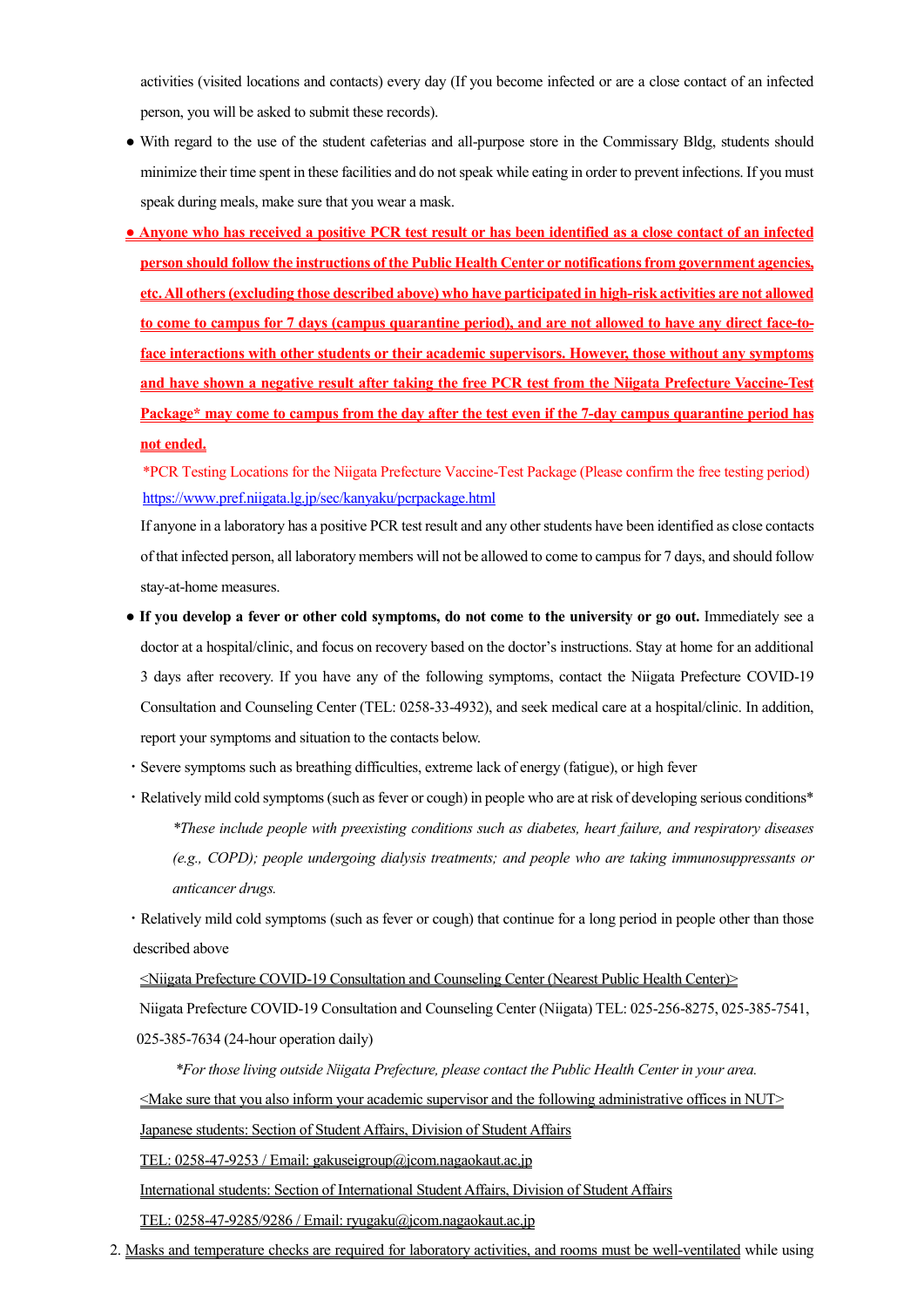activities (visited locations and contacts) every day (If you become infected or are a close contact of an infected person, you will be asked to submit these records).

- With regard to the use of the student cafeterias and all-purpose store in the Commissary Bldg, students should minimize their time spent in these facilities and do not speak while eating in order to prevent infections. If you must speak during meals, make sure that you wear a mask.
- **Anyone who has received a positive PCR test result or has been identified as a close contact of an infected person should follow the instructions of the Public Health Center or notifications from government agencies, etc. All others (excluding those described above) who have participated in high-risk activities are not allowed to come to campus for 7 days (campus quarantine period), and are not allowed to have any direct face-to-face interactions with other students or their academic supervisors. However, those without any symptoms and have shown a negative result after taking the free PCR test from the Niigata Prefecture Vaccine-Test Package* may come to campus from the day after the test even if the 7-day campus quarantine period has not ended.**

  *PCR Testing Locations for the Niigata Prefecture Vaccine-Test Package (Please confirm the free testing period)
  https://www.pref.niigata.lg.jp/sec/kanyaku/pcrpackage.html

  If anyone in a laboratory has a positive PCR test result and any other students have been identified as close contacts of that infected person, all laboratory members will not be allowed to come to campus for 7 days, and should follow stay-at-home measures.

- **If you develop a fever or other cold symptoms, do not come to the university or go out.** Immediately see a doctor at a hospital/clinic, and focus on recovery based on the doctor's instructions. Stay at home for an additional 3 days after recovery. If you have any of the following symptoms, contact the Niigata Prefecture COVID-19 Consultation and Counseling Center (TEL: 0258-33-4932), and seek medical care at a hospital/clinic. In addition, report your symptoms and situation to the contacts below.

  ・Severe symptoms such as breathing difficulties, extreme lack of energy (fatigue), or high fever

  ・Relatively mild cold symptoms (such as fever or cough) in people who are at risk of developing serious conditions*

  *\*These include people with preexisting conditions such as diabetes, heart failure, and respiratory diseases (e.g., COPD); people undergoing dialysis treatments; and people who are taking immunosuppressants or anticancer drugs.*

  ・Relatively mild cold symptoms (such as fever or cough) that continue for a long period in people other than those described above

  <Niigata Prefecture COVID-19 Consultation and Counseling Center (Nearest Public Health Center)>

  Niigata Prefecture COVID-19 Consultation and Counseling Center (Niigata) TEL: 025-256-8275, 025-385-7541, 025-385-7634 (24-hour operation daily)

  *\*For those living outside Niigata Prefecture, please contact the Public Health Center in your area.*

  <Make sure that you also inform your academic supervisor and the following administrative offices in NUT>

  Japanese students: Section of Student Affairs, Division of Student Affairs

  TEL: 0258-47-9253 / Email: gakuseigroup@jcom.nagaokaut.ac.jp

  International students: Section of International Student Affairs, Division of Student Affairs

  TEL: 0258-47-9285/9286 / Email: ryugaku@jcom.nagaokaut.ac.jp

2. Masks and temperature checks are required for laboratory activities, and rooms must be well-ventilated while using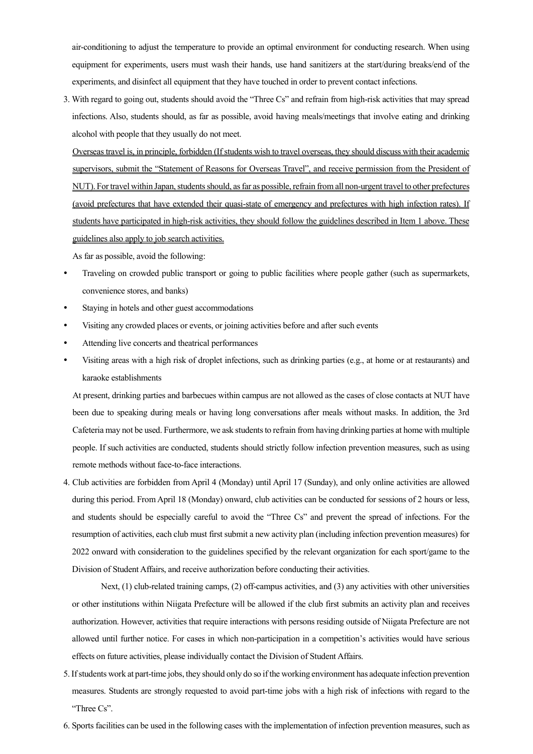air-conditioning to adjust the temperature to provide an optimal environment for conducting research. When using equipment for experiments, users must wash their hands, use hand sanitizers at the start/during breaks/end of the experiments, and disinfect all equipment that they have touched in order to prevent contact infections.

3. With regard to going out, students should avoid the "Three Cs" and refrain from high-risk activities that may spread infections. Also, students should, as far as possible, avoid having meals/meetings that involve eating and drinking alcohol with people that they usually do not meet.

   <u>Overseas travel is, in principle, forbidden (If students wish to travel overseas, they should discuss with their academic supervisors, submit the "Statement of Reasons for Overseas Travel", and receive permission from the President of NUT). For travel within Japan, students should, as far as possible, refrain from all non-urgent travel to other prefectures (avoid prefectures that have extended their quasi-state of emergency and prefectures with high infection rates). If students have participated in high-risk activities, they should follow the guidelines described in Item 1 above. These guidelines also apply to job search activities.</u>

   As far as possible, avoid the following:

   - Traveling on crowded public transport or going to public facilities where people gather (such as supermarkets, convenience stores, and banks)
   - Staying in hotels and other guest accommodations
   - Visiting any crowded places or events, or joining activities before and after such events
   - Attending live concerts and theatrical performances
   - Visiting areas with a high risk of droplet infections, such as drinking parties (e.g., at home or at restaurants) and karaoke establishments

   At present, drinking parties and barbecues within campus are not allowed as the cases of close contacts at NUT have been due to speaking during meals or having long conversations after meals without masks. In addition, the 3rd Cafeteria may not be used. Furthermore, we ask students to refrain from having drinking parties at home with multiple people. If such activities are conducted, students should strictly follow infection prevention measures, such as using remote methods without face-to-face interactions.

4. Club activities are forbidden from April 4 (Monday) until April 17 (Sunday), and only online activities are allowed during this period. From April 18 (Monday) onward, club activities can be conducted for sessions of 2 hours or less, and students should be especially careful to avoid the "Three Cs" and prevent the spread of infections. For the resumption of activities, each club must first submit a new activity plan (including infection prevention measures) for 2022 onward with consideration to the guidelines specified by the relevant organization for each sport/game to the Division of Student Affairs, and receive authorization before conducting their activities.

   Next, (1) club-related training camps, (2) off-campus activities, and (3) any activities with other universities or other institutions within Niigata Prefecture will be allowed if the club first submits an activity plan and receives authorization. However, activities that require interactions with persons residing outside of Niigata Prefecture are not allowed until further notice. For cases in which non-participation in a competition's activities would have serious effects on future activities, please individually contact the Division of Student Affairs.

5. If students work at part-time jobs, they should only do so if the working environment has adequate infection prevention measures. Students are strongly requested to avoid part-time jobs with a high risk of infections with regard to the "Three Cs".

6. Sports facilities can be used in the following cases with the implementation of infection prevention measures, such as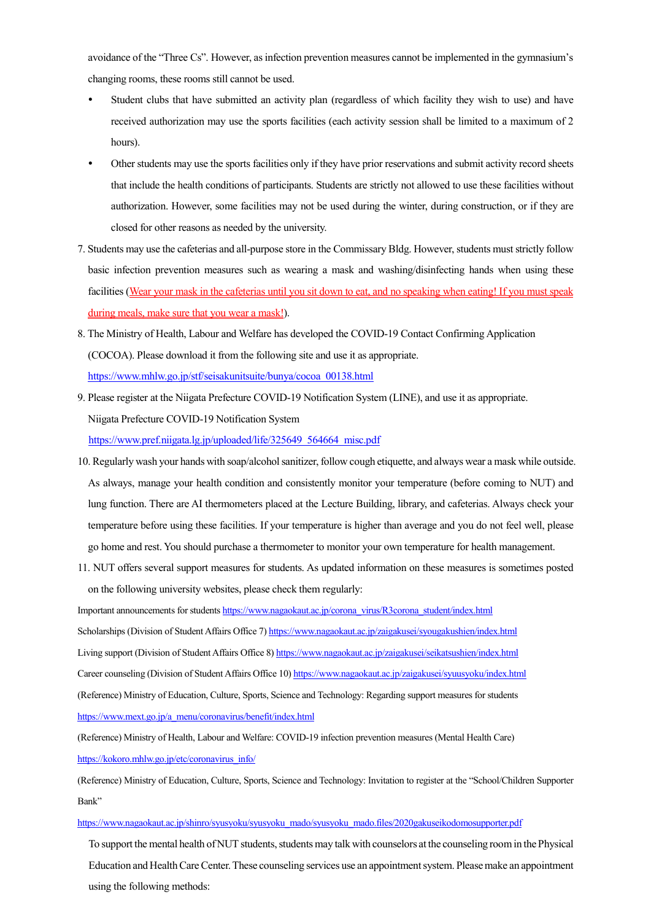avoidance of the "Three Cs". However, as infection prevention measures cannot be implemented in the gymnasium's changing rooms, these rooms still cannot be used.

- Student clubs that have submitted an activity plan (regardless of which facility they wish to use) and have received authorization may use the sports facilities (each activity session shall be limited to a maximum of 2 hours).
- Other students may use the sports facilities only if they have prior reservations and submit activity record sheets that include the health conditions of participants. Students are strictly not allowed to use these facilities without authorization. However, some facilities may not be used during the winter, during construction, or if they are closed for other reasons as needed by the university.

7. Students may use the cafeterias and all-purpose store in the Commissary Bldg. However, students must strictly follow basic infection prevention measures such as wearing a mask and washing/disinfecting hands when using these facilities (Wear your mask in the cafeterias until you sit down to eat, and no speaking when eating! If you must speak during meals, make sure that you wear a mask!).
8. The Ministry of Health, Labour and Welfare has developed the COVID-19 Contact Confirming Application (COCOA). Please download it from the following site and use it as appropriate.
   https://www.mhlw.go.jp/stf/seisakunitsuite/bunya/cocoa_00138.html
9. Please register at the Niigata Prefecture COVID-19 Notification System (LINE), and use it as appropriate.
   Niigata Prefecture COVID-19 Notification System
   https://www.pref.niigata.lg.jp/uploaded/life/325649_564664_misc.pdf
10. Regularly wash your hands with soap/alcohol sanitizer, follow cough etiquette, and always wear a mask while outside. As always, manage your health condition and consistently monitor your temperature (before coming to NUT) and lung function. There are AI thermometers placed at the Lecture Building, library, and cafeterias. Always check your temperature before using these facilities. If your temperature is higher than average and you do not feel well, please go home and rest. You should purchase a thermometer to monitor your own temperature for health management.
11. NUT offers several support measures for students. As updated information on these measures is sometimes posted on the following university websites, please check them regularly:

Important announcements for students https://www.nagaokaut.ac.jp/corona_virus/R3corona_student/index.html

Scholarships (Division of Student Affairs Office 7) https://www.nagaokaut.ac.jp/zaigakusei/syougakushien/index.html

Living support (Division of Student Affairs Office 8) https://www.nagaokaut.ac.jp/zaigakusei/seikatsushien/index.html

Career counseling (Division of Student Affairs Office 10) https://www.nagaokaut.ac.jp/zaigakusei/syuusyoku/index.html

(Reference) Ministry of Education, Culture, Sports, Science and Technology: Regarding support measures for students

https://www.mext.go.jp/a_menu/coronavirus/benefit/index.html

(Reference) Ministry of Health, Labour and Welfare: COVID-19 infection prevention measures (Mental Health Care)

https://kokoro.mhlw.go.jp/etc/coronavirus_info/

(Reference) Ministry of Education, Culture, Sports, Science and Technology: Invitation to register at the "School/Children Supporter Bank"

https://www.nagaokaut.ac.jp/shinro/syusyoku/syusyoku_mado/syusyoku_mado.files/2020gakuseikodomosupporter.pdf

To support the mental health of NUT students, students may talk with counselors at the counseling room in the Physical Education and Health Care Center. These counseling services use an appointment system. Please make an appointment using the following methods: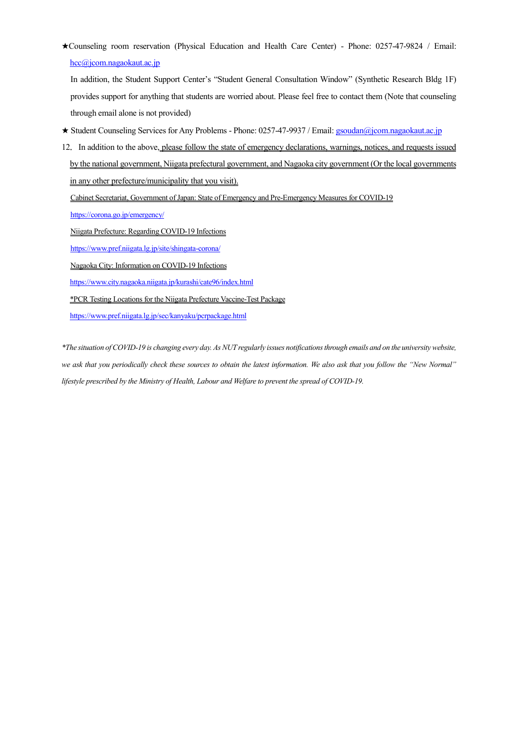★Counseling room reservation (Physical Education and Health Care Center) - Phone: 0257-47-9824 / Email: hcc@jcom.nagaokaut.ac.jp

In addition, the Student Support Center's "Student General Consultation Window" (Synthetic Research Bldg 1F) provides support for anything that students are worried about. Please feel free to contact them (Note that counseling through email alone is not provided)

★ Student Counseling Services for Any Problems - Phone: 0257-47-9937 / Email: gsoudan@jcom.nagaokaut.ac.jp

12. In addition to the above, please follow the state of emergency declarations, warnings, notices, and requests issued by the national government, Niigata prefectural government, and Nagaoka city government (Or the local governments in any other prefecture/municipality that you visit).

Cabinet Secretariat, Government of Japan: State of Emergency and Pre-Emergency Measures for COVID-19

https://corona.go.jp/emergency/

Niigata Prefecture: Regarding COVID-19 Infections

https://www.pref.niigata.lg.jp/site/shingata-corona/

Nagaoka City: Information on COVID-19 Infections

https://www.city.nagaoka.niigata.jp/kurashi/cate96/index.html

*PCR Testing Locations for the Niigata Prefecture Vaccine-Test Package

https://www.pref.niigata.lg.jp/sec/kanyaku/pcrpackage.html

*\*The situation of COVID-19 is changing every day. As NUT regularly issues notifications through emails and on the university website, we ask that you periodically check these sources to obtain the latest information. We also ask that you follow the "New Normal" lifestyle prescribed by the Ministry of Health, Labour and Welfare to prevent the spread of COVID-19.*